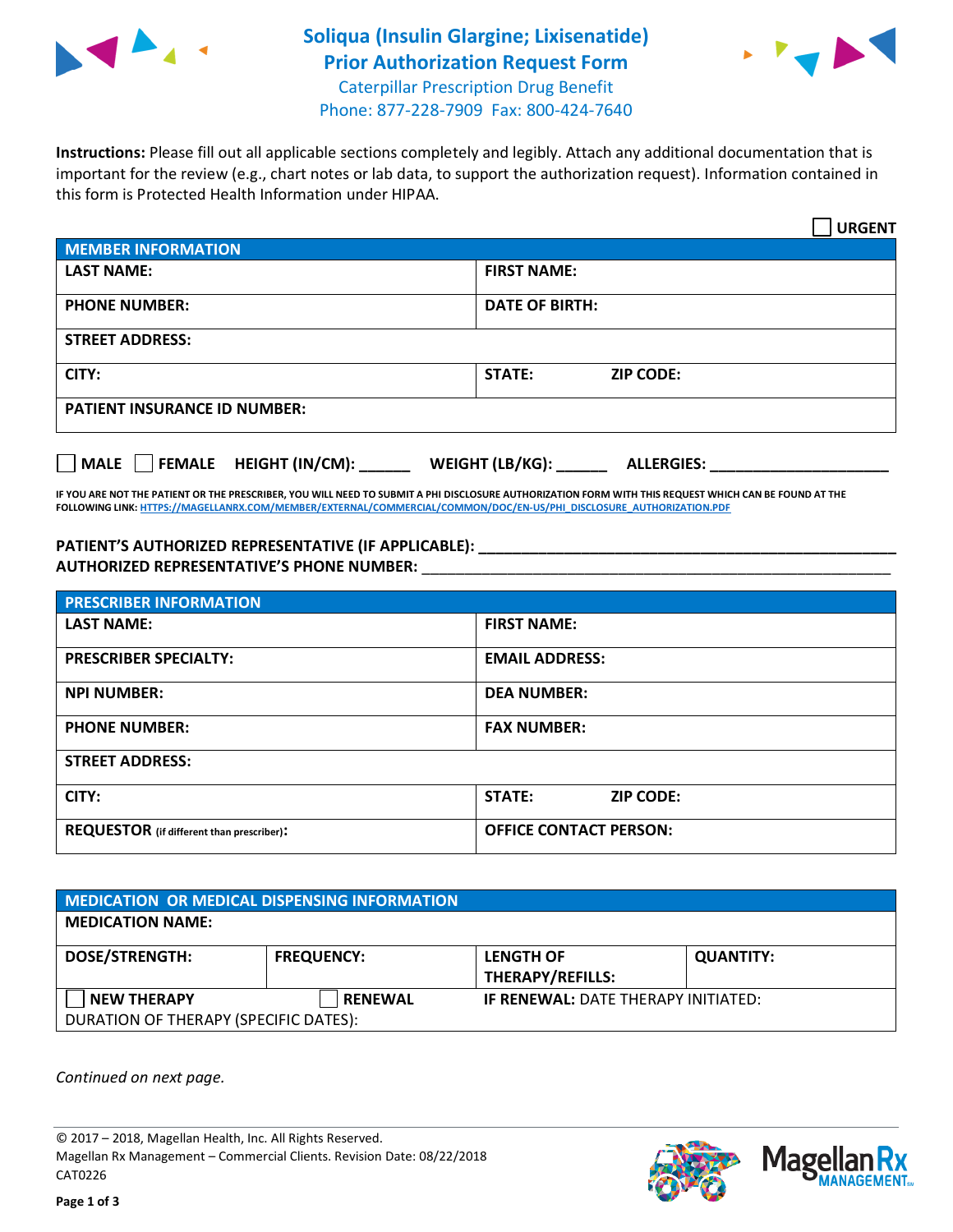# Soliqua (Insulin Glargine; Lixisenatide) Prior Authorization Request Form

Caterpillar Prescription Drug Benefit
Phone: 877-228-7909 Fax: 800-424-7640

**Instructions:** Please fill out all applicable sections completely and legibly. Attach any additional documentation that is important for the review (e.g., chart notes or lab data, to support the authorization request). Information contained in this form is Protected Health Information under HIPAA.

☐ **URGENT**

| **MEMBER INFORMATION** | |
|---|---|
| **LAST NAME:** | **FIRST NAME:** |
| **PHONE NUMBER:** | **DATE OF BIRTH:** |
| **STREET ADDRESS:** | |
| **CITY:** | **STATE:** **ZIP CODE:** |
| **PATIENT INSURANCE ID NUMBER:** | |

☐ **MALE** ☐ **FEMALE** **HEIGHT (IN/CM):** ______ **WEIGHT (LB/KG):** ______ **ALLERGIES:** ____________________

**IF YOU ARE NOT THE PATIENT OR THE PRESCRIBER, YOU WILL NEED TO SUBMIT A PHI DISCLOSURE AUTHORIZATION FORM WITH THIS REQUEST WHICH CAN BE FOUND AT THE FOLLOWING LINK: HTTPS://MAGELLANRX.COM/MEMBER/EXTERNAL/COMMERCIAL/COMMON/DOC/EN-US/PHI_DISCLOSURE_AUTHORIZATION.PDF**

**PATIENT'S AUTHORIZED REPRESENTATIVE (IF APPLICABLE):** ____________________
**AUTHORIZED REPRESENTATIVE'S PHONE NUMBER:** ____________________

| **PRESCRIBER INFORMATION** | |
|---|---|
| **LAST NAME:** | **FIRST NAME:** |
| **PRESCRIBER SPECIALTY:** | **EMAIL ADDRESS:** |
| **NPI NUMBER:** | **DEA NUMBER:** |
| **PHONE NUMBER:** | **FAX NUMBER:** |
| **STREET ADDRESS:** | |
| **CITY:** | **STATE:** **ZIP CODE:** |
| **REQUESTOR** (if different than prescriber)**:** | **OFFICE CONTACT PERSON:** |

| **MEDICATION OR MEDICAL DISPENSING INFORMATION** | | | |
|---|---|---|---|
| **MEDICATION NAME:** | | | |
| **DOSE/STRENGTH:** | **FREQUENCY:** | **LENGTH OF THERAPY/REFILLS:** | **QUANTITY:** |
| ☐ **NEW THERAPY** | ☐ **RENEWAL** | **IF RENEWAL:** DATE THERAPY INITIATED: | |
| DURATION OF THERAPY (SPECIFIC DATES): | | | |

*Continued on next page.*

© 2017 – 2018, Magellan Health, Inc. All Rights Reserved.
Magellan Rx Management – Commercial Clients. Revision Date: 08/22/2018
CAT0226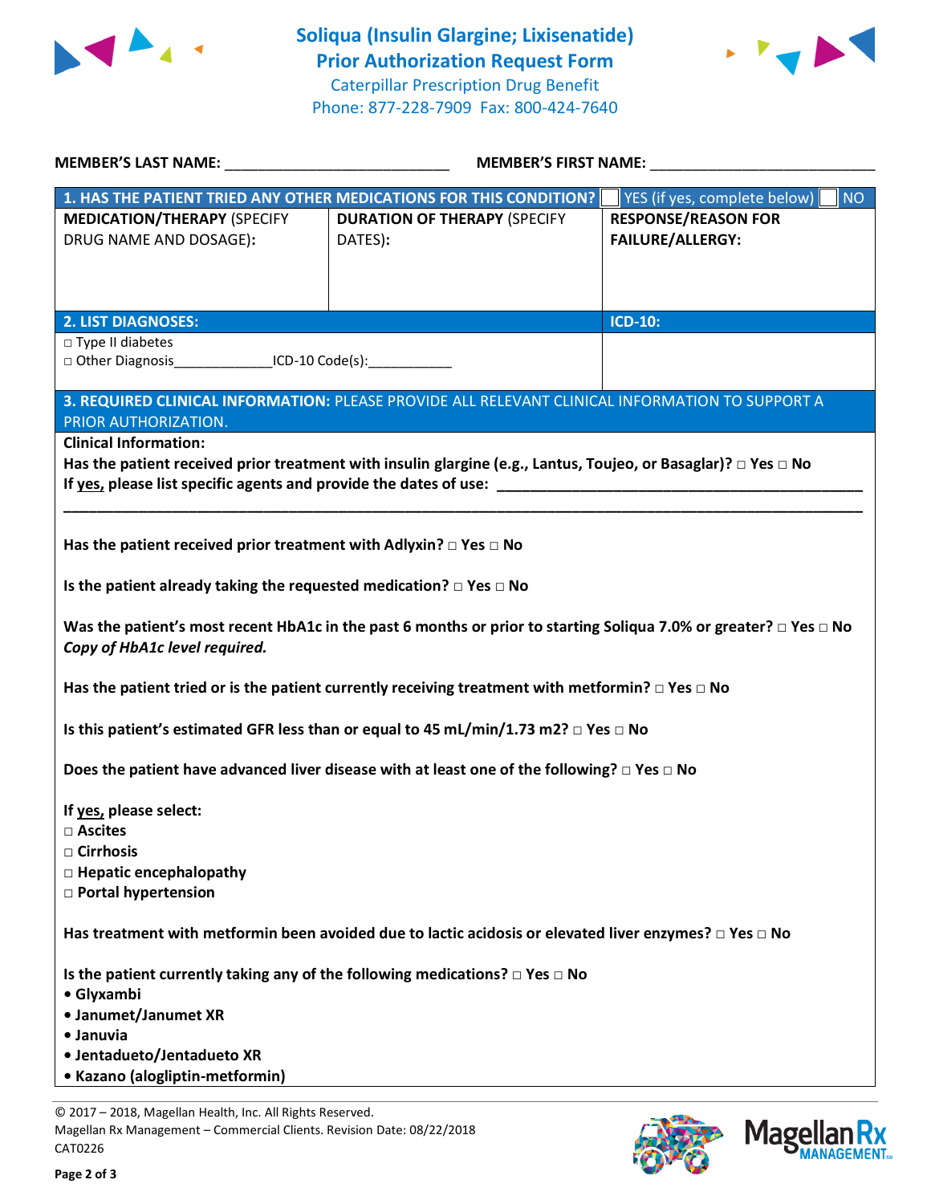# Soliqua (Insulin Glargine; Lixisenatide)
## Prior Authorization Request Form
Caterpillar Prescription Drug Benefit
Phone: 877-228-7909 Fax: 800-424-7640

**MEMBER'S LAST NAME:** ___________________________ **MEMBER'S FIRST NAME:** ___________________________

| **1. HAS THE PATIENT TRIED ANY OTHER MEDICATIONS FOR THIS CONDITION?** | | ☐ YES (if yes, complete below) ☐ NO |
|---|---|---|
| **MEDICATION/THERAPY** (SPECIFY DRUG NAME AND DOSAGE): | **DURATION OF THERAPY** (SPECIFY DATES): | **RESPONSE/REASON FOR FAILURE/ALLERGY:** |
| | | |

| **2. LIST DIAGNOSES:** | **ICD-10:** |
|---|---|
| □ Type II diabetes<br>□ Other Diagnosis_____________ICD-10 Code(s):___________ | |

**3. REQUIRED CLINICAL INFORMATION:** PLEASE PROVIDE ALL RELEVANT CLINICAL INFORMATION TO SUPPORT A PRIOR AUTHORIZATION.

**Clinical Information:**

**Has the patient received prior treatment with insulin glargine (e.g., Lantus, Toujeo, or Basaglar)?** □ **Yes** □ **No**
**If yes, please list specific agents and provide the dates of use:** _____________________________________________
_____________________________________________________________________________________________

**Has the patient received prior treatment with Adlyxin?** □ **Yes** □ **No**

**Is the patient already taking the requested medication?** □ **Yes** □ **No**

**Was the patient's most recent HbA1c in the past 6 months or prior to starting Soliqua 7.0% or greater?** □ **Yes** □ **No**
***Copy of HbA1c level required.***

**Has the patient tried or is the patient currently receiving treatment with metformin?** □ **Yes** □ **No**

**Is this patient's estimated GFR less than or equal to 45 mL/min/1.73 m2?** □ **Yes** □ **No**

**Does the patient have advanced liver disease with at least one of the following?** □ **Yes** □ **No**

**If yes, please select:**
□ **Ascites**
□ **Cirrhosis**
□ **Hepatic encephalopathy**
□ **Portal hypertension**

**Has treatment with metformin been avoided due to lactic acidosis or elevated liver enzymes?** □ **Yes** □ **No**

**Is the patient currently taking any of the following medications?** □ **Yes** □ **No**
- **Glyxambi**
- **Janumet/Janumet XR**
- **Januvia**
- **Jentadueto/Jentadueto XR**
- **Kazano (alogliptin-metformin)**

© 2017 – 2018, Magellan Health, Inc. All Rights Reserved.
Magellan Rx Management – Commercial Clients. Revision Date: 08/22/2018
CAT0226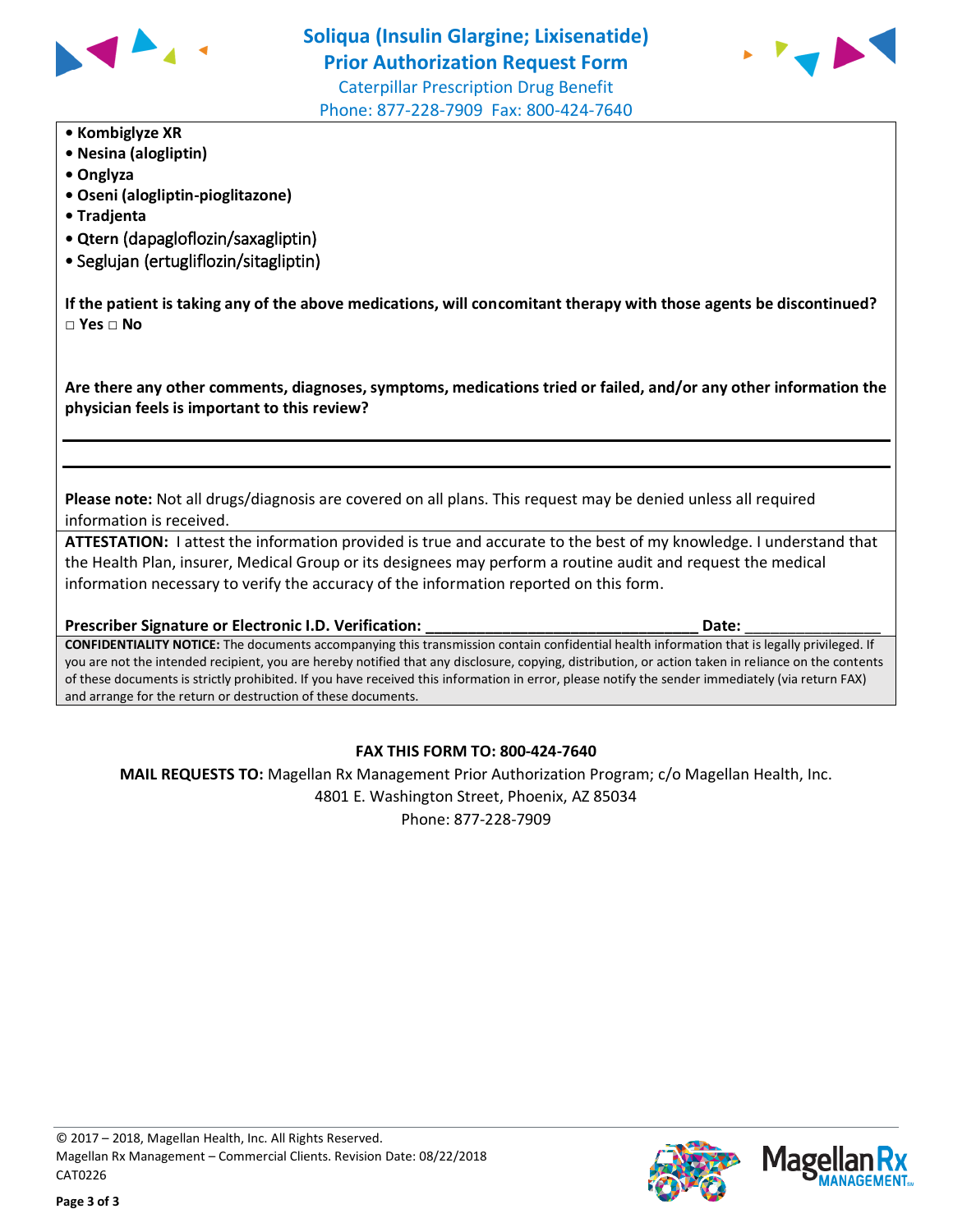- **Kombiglyze XR**
- **Nesina (alogliptin)**
- **Onglyza**
- **Oseni (alogliptin-pioglitazone)**
- **Tradjenta**
- **Qtern** (dapagloflozin/saxagliptin)
- Seglujan (ertugliflozin/sitagliptin)

**If the patient is taking any of the above medications, will concomitant therapy with those agents be discontinued?**
**□ Yes □ No**

**Are there any other comments, diagnoses, symptoms, medications tried or failed, and/or any other information the physician feels is important to this review?**

______________________________________________________________________________

______________________________________________________________________________

**Please note:** Not all drugs/diagnosis are covered on all plans. This request may be denied unless all required information is received.

**ATTESTATION:** I attest the information provided is true and accurate to the best of my knowledge. I understand that the Health Plan, insurer, Medical Group or its designees may perform a routine audit and request the medical information necessary to verify the accuracy of the information reported on this form.

**Prescriber Signature or Electronic I.D. Verification:** _______________________________ **Date:** _______________

**CONFIDENTIALITY NOTICE:** The documents accompanying this transmission contain confidential health information that is legally privileged. If you are not the intended recipient, you are hereby notified that any disclosure, copying, distribution, or action taken in reliance on the contents of these documents is strictly prohibited. If you have received this information in error, please notify the sender immediately (via return FAX) and arrange for the return or destruction of these documents.

**FAX THIS FORM TO: 800-424-7640**

**MAIL REQUESTS TO:** Magellan Rx Management Prior Authorization Program; c/o Magellan Health, Inc.
4801 E. Washington Street, Phoenix, AZ 85034
Phone: 877-228-7909

© 2017 – 2018, Magellan Health, Inc. All Rights Reserved.
Magellan Rx Management – Commercial Clients. Revision Date: 08/22/2018
CAT0226